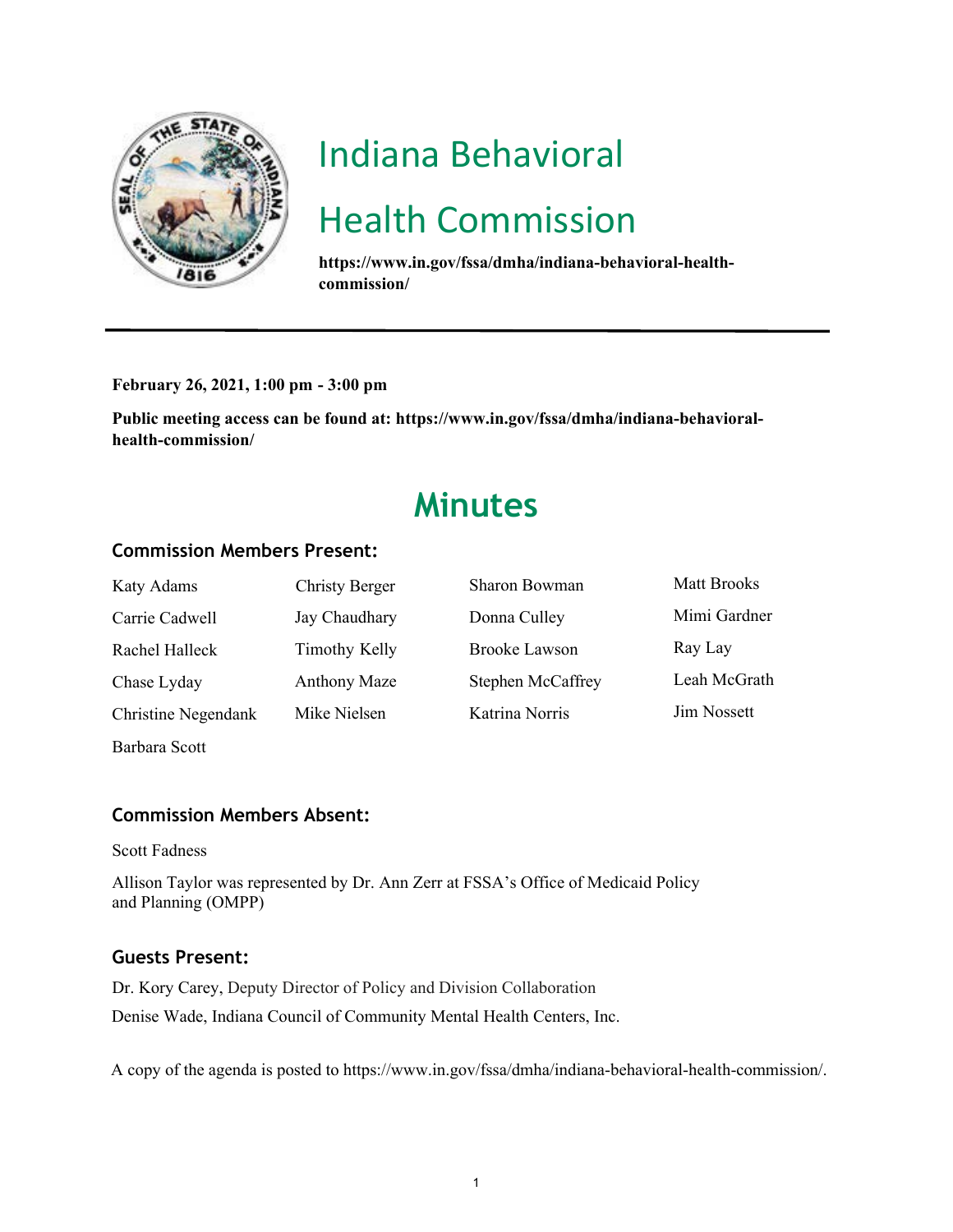# Indiana Behavioral Health Commission

**https://www.in.gov/fssa/dmha/indiana-behavioral-health-commission/**

**February 26, 2021, 1:00 pm - 3:00 pm**

**Public meeting access can be found at: https://www.in.gov/fssa/dmha/indiana-behavioral-health-commission/**

# Minutes

## Commission Members Present:

| | | | |
|---|---|---|---|
| Katy Adams | Christy Berger | Sharon Bowman | Matt Brooks |
| Carrie Cadwell | Jay Chaudhary | Donna Culley | Mimi Gardner |
| Rachel Halleck | Timothy Kelly | Brooke Lawson | Ray Lay |
| Chase Lyday | Anthony Maze | Stephen McCaffrey | Leah McGrath |
| Christine Negendank | Mike Nielsen | Katrina Norris | Jim Nossett |
| Barbara Scott | | | |

## Commission Members Absent:

Scott Fadness

Allison Taylor was represented by Dr. Ann Zerr at FSSA's Office of Medicaid Policy and Planning (OMPP)

## Guests Present:

Dr. Kory Carey, Deputy Director of Policy and Division Collaboration

Denise Wade, Indiana Council of Community Mental Health Centers, Inc.

A copy of the agenda is posted to https://www.in.gov/fssa/dmha/indiana-behavioral-health-commission/.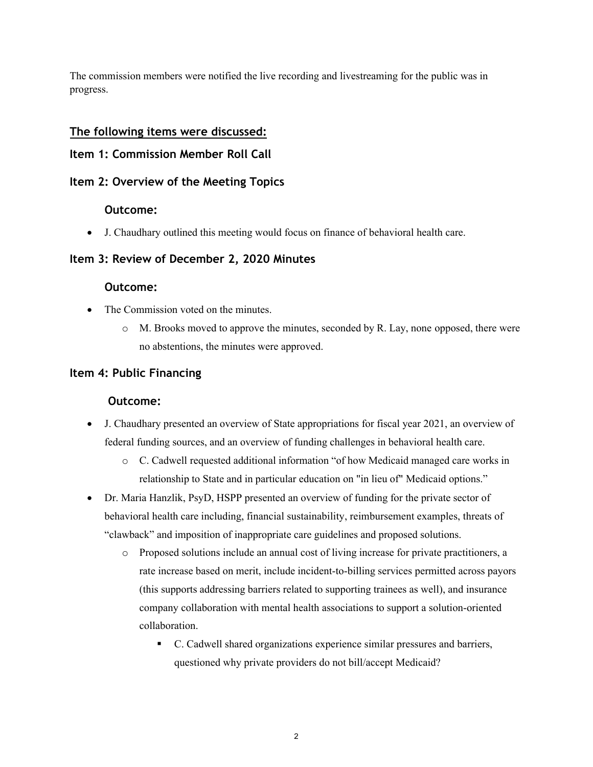The commission members were notified the live recording and livestreaming for the public was in progress.

## The following items were discussed:

### Item 1: Commission Member Roll Call

### Item 2: Overview of the Meeting Topics

#### Outcome:

- J. Chaudhary outlined this meeting would focus on finance of behavioral health care.

### Item 3: Review of December 2, 2020 Minutes

#### Outcome:

- The Commission voted on the minutes.
  - M. Brooks moved to approve the minutes, seconded by R. Lay, none opposed, there were no abstentions, the minutes were approved.

### Item 4: Public Financing

#### Outcome:

- J. Chaudhary presented an overview of State appropriations for fiscal year 2021, an overview of federal funding sources, and an overview of funding challenges in behavioral health care.
  - C. Cadwell requested additional information "of how Medicaid managed care works in relationship to State and in particular education on "in lieu of" Medicaid options."
- Dr. Maria Hanzlik, PsyD, HSPP presented an overview of funding for the private sector of behavioral health care including, financial sustainability, reimbursement examples, threats of "clawback" and imposition of inappropriate care guidelines and proposed solutions.
  - Proposed solutions include an annual cost of living increase for private practitioners, a rate increase based on merit, include incident-to-billing services permitted across payors (this supports addressing barriers related to supporting trainees as well), and insurance company collaboration with mental health associations to support a solution-oriented collaboration.
    - C. Cadwell shared organizations experience similar pressures and barriers, questioned why private providers do not bill/accept Medicaid?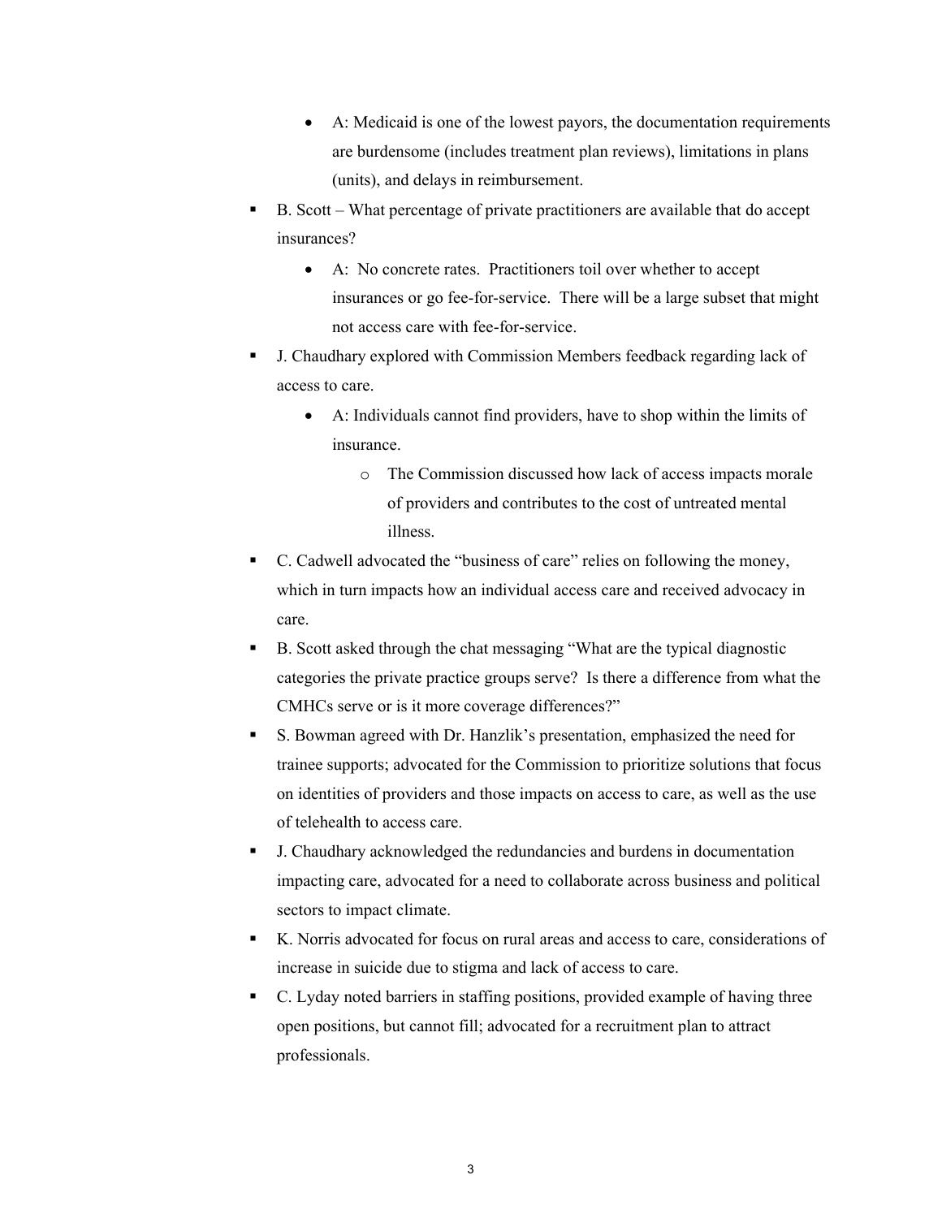- A: Medicaid is one of the lowest payors, the documentation requirements are burdensome (includes treatment plan reviews), limitations in plans (units), and delays in reimbursement.
- B. Scott – What percentage of private practitioners are available that do accept insurances?
    - A: No concrete rates. Practitioners toil over whether to accept insurances or go fee-for-service. There will be a large subset that might not access care with fee-for-service.
- J. Chaudhary explored with Commission Members feedback regarding lack of access to care.
    - A: Individuals cannot find providers, have to shop within the limits of insurance.
        - The Commission discussed how lack of access impacts morale of providers and contributes to the cost of untreated mental illness.
- C. Cadwell advocated the "business of care" relies on following the money, which in turn impacts how an individual access care and received advocacy in care.
- B. Scott asked through the chat messaging "What are the typical diagnostic categories the private practice groups serve? Is there a difference from what the CMHCs serve or is it more coverage differences?"
- S. Bowman agreed with Dr. Hanzlik's presentation, emphasized the need for trainee supports; advocated for the Commission to prioritize solutions that focus on identities of providers and those impacts on access to care, as well as the use of telehealth to access care.
- J. Chaudhary acknowledged the redundancies and burdens in documentation impacting care, advocated for a need to collaborate across business and political sectors to impact climate.
- K. Norris advocated for focus on rural areas and access to care, considerations of increase in suicide due to stigma and lack of access to care.
- C. Lyday noted barriers in staffing positions, provided example of having three open positions, but cannot fill; advocated for a recruitment plan to attract professionals.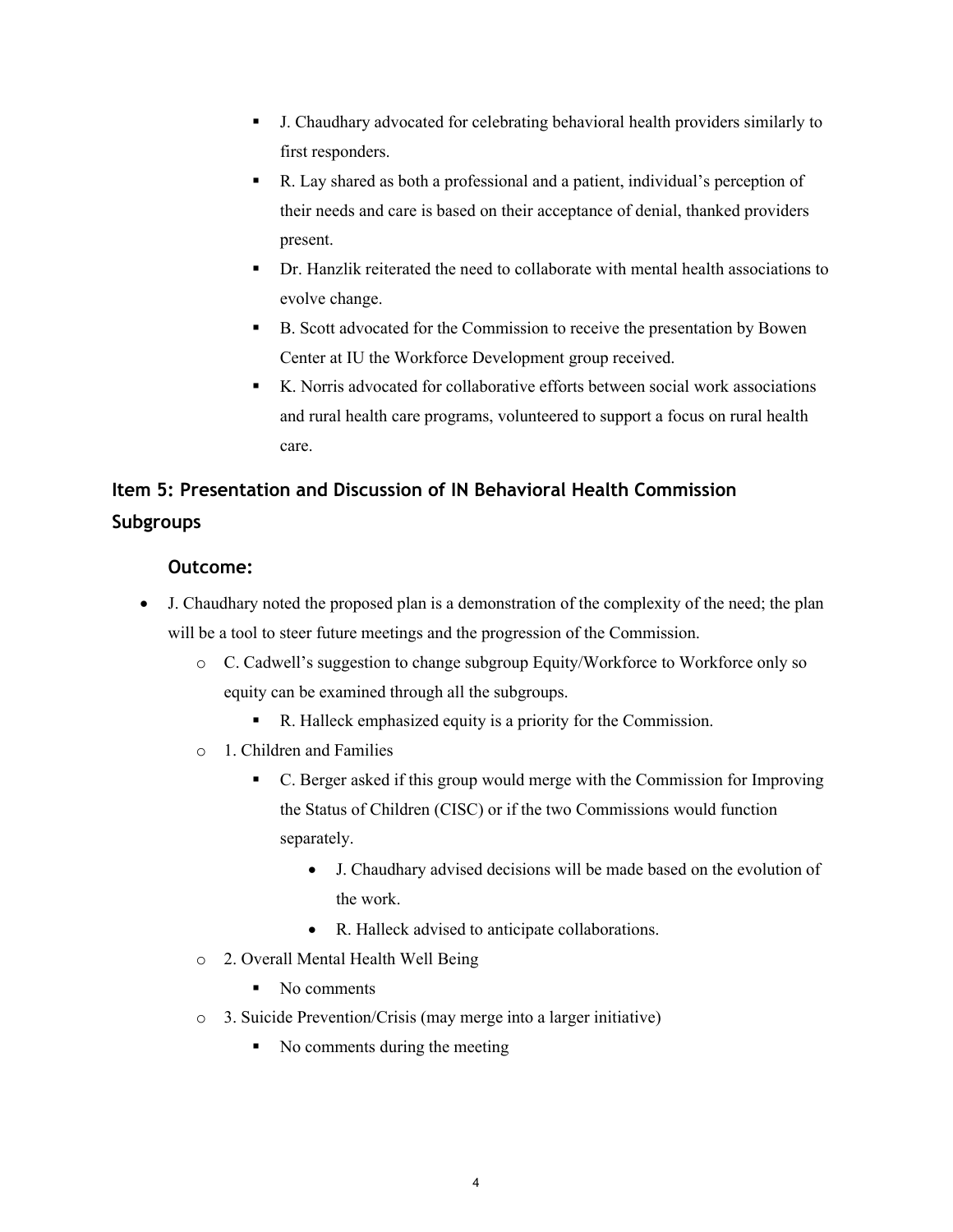- J. Chaudhary advocated for celebrating behavioral health providers similarly to first responders.
    - R. Lay shared as both a professional and a patient, individual's perception of their needs and care is based on their acceptance of denial, thanked providers present.
    - Dr. Hanzlik reiterated the need to collaborate with mental health associations to evolve change.
    - B. Scott advocated for the Commission to receive the presentation by Bowen Center at IU the Workforce Development group received.
    - K. Norris advocated for collaborative efforts between social work associations and rural health care programs, volunteered to support a focus on rural health care.

## Item 5: Presentation and Discussion of IN Behavioral Health Commission Subgroups

### Outcome:

- J. Chaudhary noted the proposed plan is a demonstration of the complexity of the need; the plan will be a tool to steer future meetings and the progression of the Commission.
  - C. Cadwell's suggestion to change subgroup Equity/Workforce to Workforce only so equity can be examined through all the subgroups.
    - R. Halleck emphasized equity is a priority for the Commission.
  - 1. Children and Families
    - C. Berger asked if this group would merge with the Commission for Improving the Status of Children (CISC) or if the two Commissions would function separately.
      - J. Chaudhary advised decisions will be made based on the evolution of the work.
      - R. Halleck advised to anticipate collaborations.
  - 2. Overall Mental Health Well Being
    - No comments
  - 3. Suicide Prevention/Crisis (may merge into a larger initiative)
    - No comments during the meeting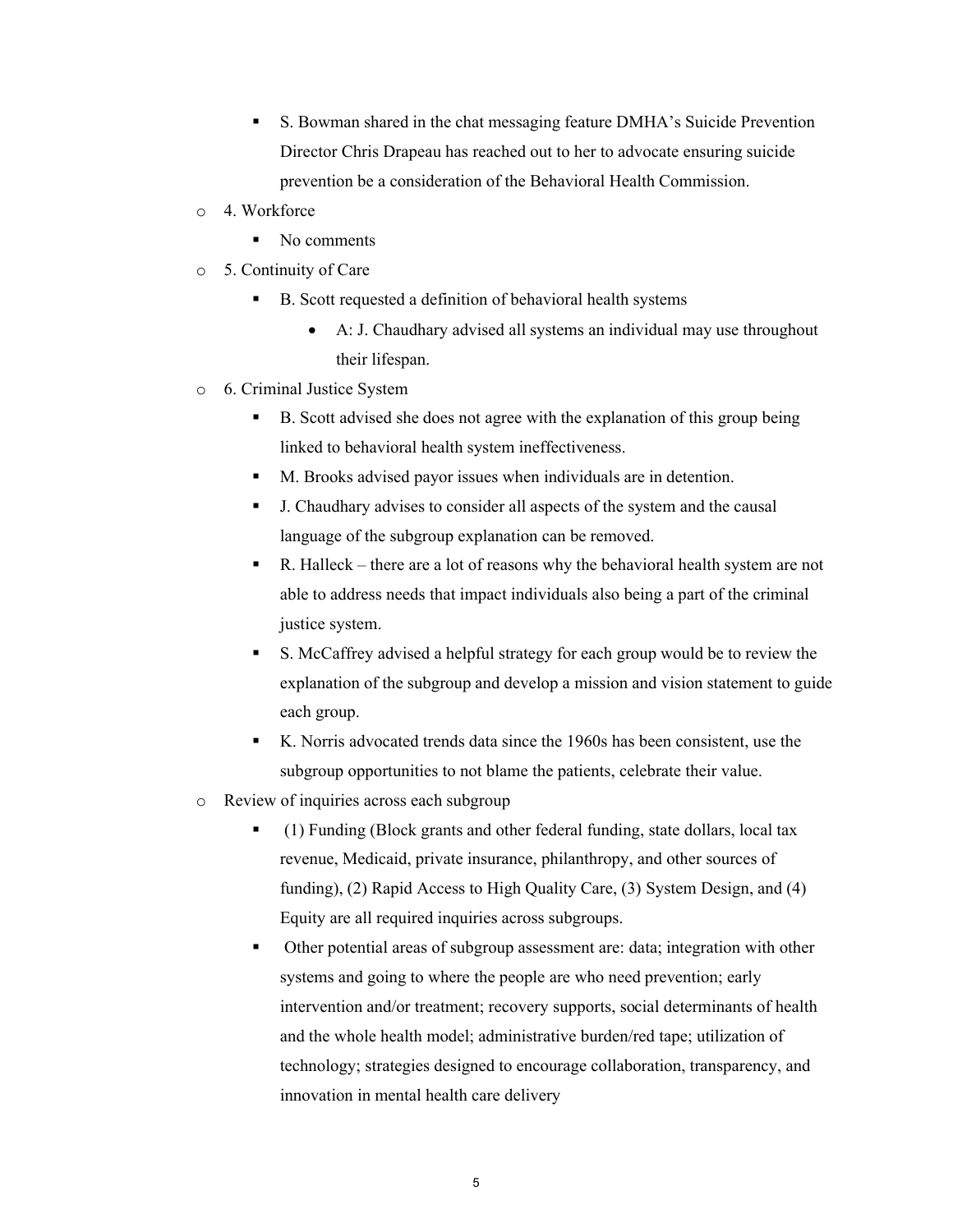- S. Bowman shared in the chat messaging feature DMHA's Suicide Prevention Director Chris Drapeau has reached out to her to advocate ensuring suicide prevention be a consideration of the Behavioral Health Commission.
- 4. Workforce
    - No comments
- 5. Continuity of Care
    - B. Scott requested a definition of behavioral health systems
        - A: J. Chaudhary advised all systems an individual may use throughout their lifespan.
- 6. Criminal Justice System
    - B. Scott advised she does not agree with the explanation of this group being linked to behavioral health system ineffectiveness.
    - M. Brooks advised payor issues when individuals are in detention.
    - J. Chaudhary advises to consider all aspects of the system and the causal language of the subgroup explanation can be removed.
    - R. Halleck – there are a lot of reasons why the behavioral health system are not able to address needs that impact individuals also being a part of the criminal justice system.
    - S. McCaffrey advised a helpful strategy for each group would be to review the explanation of the subgroup and develop a mission and vision statement to guide each group.
    - K. Norris advocated trends data since the 1960s has been consistent, use the subgroup opportunities to not blame the patients, celebrate their value.
- Review of inquiries across each subgroup
    - (1) Funding (Block grants and other federal funding, state dollars, local tax revenue, Medicaid, private insurance, philanthropy, and other sources of funding), (2) Rapid Access to High Quality Care, (3) System Design, and (4) Equity are all required inquiries across subgroups.
    - Other potential areas of subgroup assessment are: data; integration with other systems and going to where the people are who need prevention; early intervention and/or treatment; recovery supports, social determinants of health and the whole health model; administrative burden/red tape; utilization of technology; strategies designed to encourage collaboration, transparency, and innovation in mental health care delivery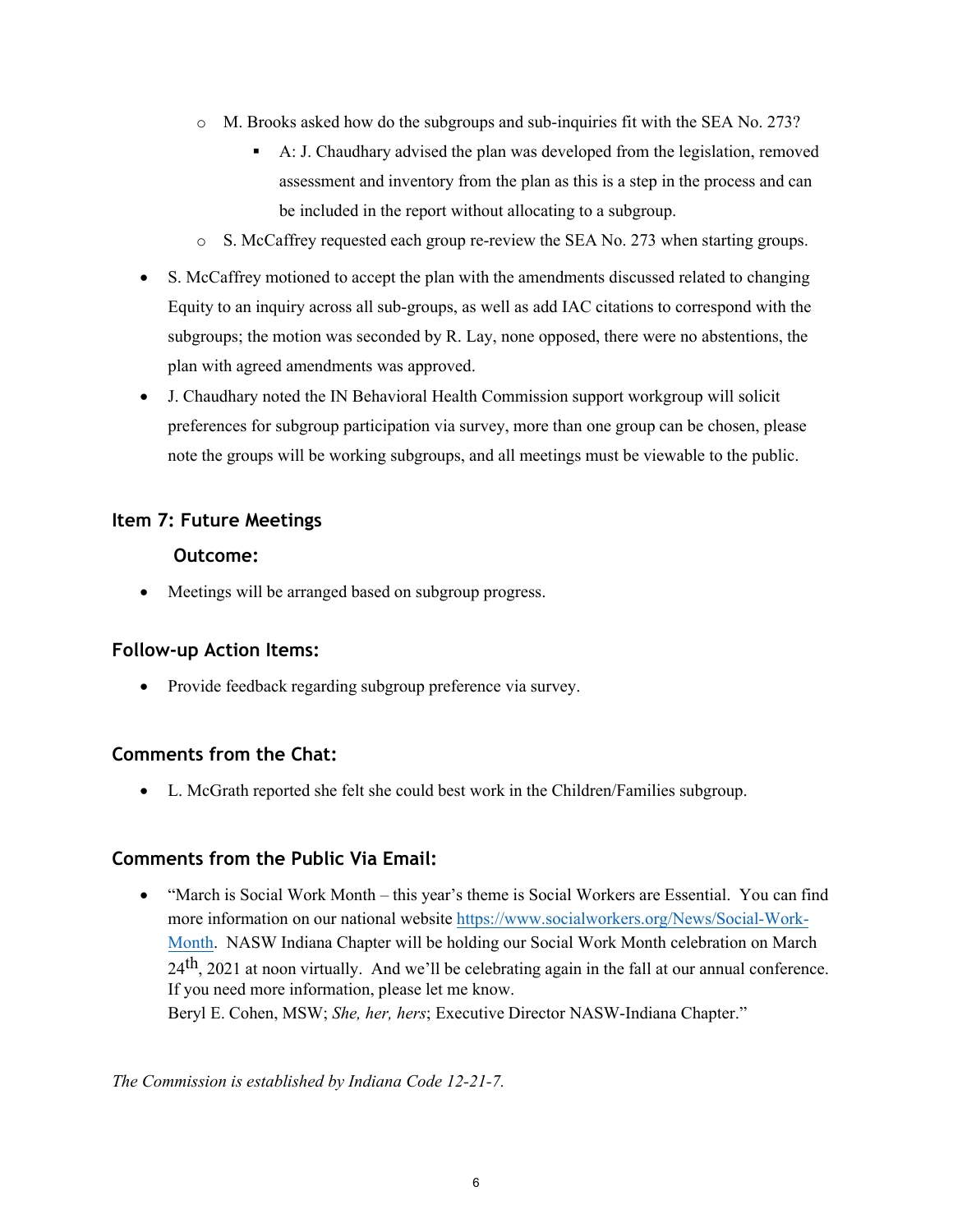- M. Brooks asked how do the subgroups and sub-inquiries fit with the SEA No. 273?
        - A: J. Chaudhary advised the plan was developed from the legislation, removed assessment and inventory from the plan as this is a step in the process and can be included in the report without allocating to a subgroup.
    - S. McCaffrey requested each group re-review the SEA No. 273 when starting groups.
- S. McCaffrey motioned to accept the plan with the amendments discussed related to changing Equity to an inquiry across all sub-groups, as well as add IAC citations to correspond with the subgroups; the motion was seconded by R. Lay, none opposed, there were no abstentions, the plan with agreed amendments was approved.
- J. Chaudhary noted the IN Behavioral Health Commission support workgroup will solicit preferences for subgroup participation via survey, more than one group can be chosen, please note the groups will be working subgroups, and all meetings must be viewable to the public.

## Item 7: Future Meetings

### Outcome:

- Meetings will be arranged based on subgroup progress.

## Follow-up Action Items:

- Provide feedback regarding subgroup preference via survey.

## Comments from the Chat:

- L. McGrath reported she felt she could best work in the Children/Families subgroup.

## Comments from the Public Via Email:

- "March is Social Work Month – this year's theme is Social Workers are Essential. You can find more information on our national website [https://www.socialworkers.org/News/Social-Work-Month](https://www.socialworkers.org/News/Social-Work-Month). NASW Indiana Chapter will be holding our Social Work Month celebration on March 24th, 2021 at noon virtually. And we'll be celebrating again in the fall at our annual conference. If you need more information, please let me know.
  Beryl E. Cohen, MSW; *She, her, hers*; Executive Director NASW-Indiana Chapter."

*The Commission is established by Indiana Code 12-21-7.*